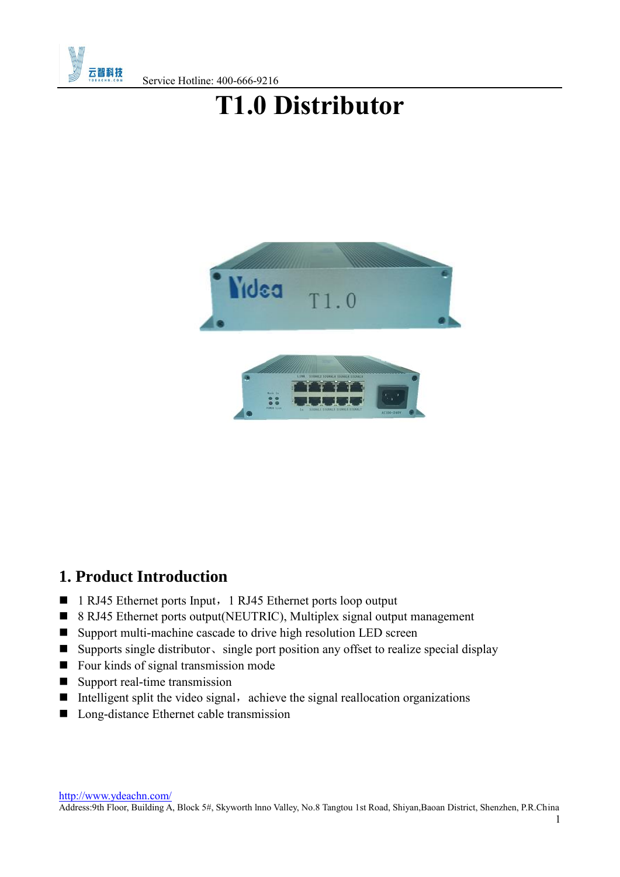# T1.0 Distributor

## 1. Product Introduction

- 1 RJ45 Ethernet ports Input， 1 RJ45 Ethernet ports loop output
- 8 RJ45 Ethernet ports output(NEUTRIC), Multiplex signal output management
- Support multi-machine cascade to drive high resolution LED screen
- Supports single distributor、 single port position any offset to realize special display
- Four kinds of signal transmission mode
- Support real-time transmission
- Intelligent split the video signal， achieve the signal reallocation organizations
- Long-distance Ethernet cable transmission

http://www.ydeachn.com/
Address:9th Floor, Building A, Block 5#, Skyworth lnno Valley, No.8 Tangtou 1st Road, Shiyan,Baoan District, Shenzhen, P.R.China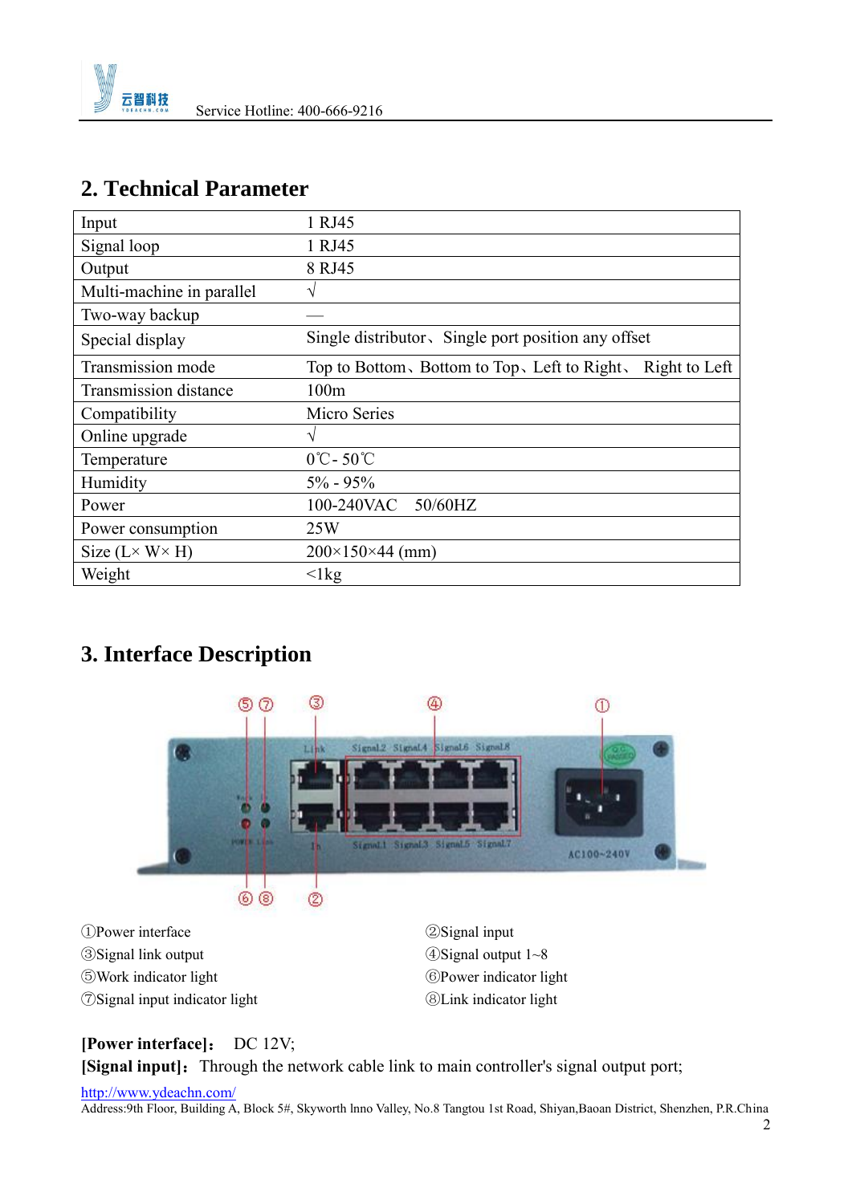## 2. Technical Parameter

| Input | 1 RJ45 |
|---|---|
| Signal loop | 1 RJ45 |
| Output | 8 RJ45 |
| Multi-machine in parallel | √ |
| Two-way backup | — |
| Special display | Single distributor、Single port position any offset |
| Transmission mode | Top to Bottom、Bottom to Top、Left to Right、 Right to Left |
| Transmission distance | 100m |
| Compatibility | Micro Series |
| Online upgrade | √ |
| Temperature | 0℃- 50℃ |
| Humidity | 5% - 95% |
| Power | 100-240VAC 50/60HZ |
| Power consumption | 25W |
| Size (L× W× H) | 200×150×44 (mm) |
| Weight | <1kg |

## 3. Interface Description

①Power interface
②Signal input
③Signal link output
④Signal output 1~8
⑤Work indicator light
⑥Power indicator light
⑦Signal input indicator light
⑧Link indicator light

**[Power interface]：** DC 12V;

**[Signal input]：** Through the network cable link to main controller's signal output port;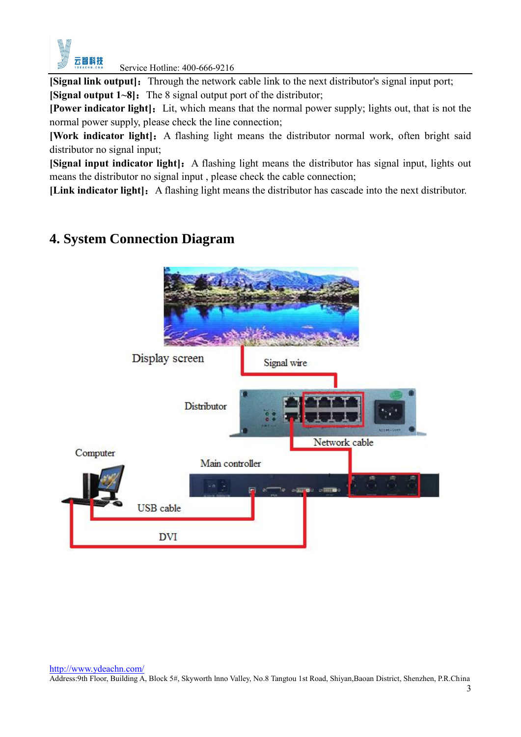**[Signal link output]**： Through the network cable link to the next distributor's signal input port;

**[Signal output 1~8]**： The 8 signal output port of the distributor;

**[Power indicator light]**： Lit, which means that the normal power supply; lights out, that is not the normal power supply, please check the line connection;

**[Work indicator light]**： A flashing light means the distributor normal work, often bright said distributor no signal input;

**[Signal input indicator light]**： A flashing light means the distributor has signal input, lights out means the distributor no signal input , please check the cable connection;

**[Link indicator light]**： A flashing light means the distributor has cascade into the next distributor.

## 4. System Connection Diagram

Display screen

Signal wire

Distributor

Network cable

Computer

Main controller

USB cable

DVI